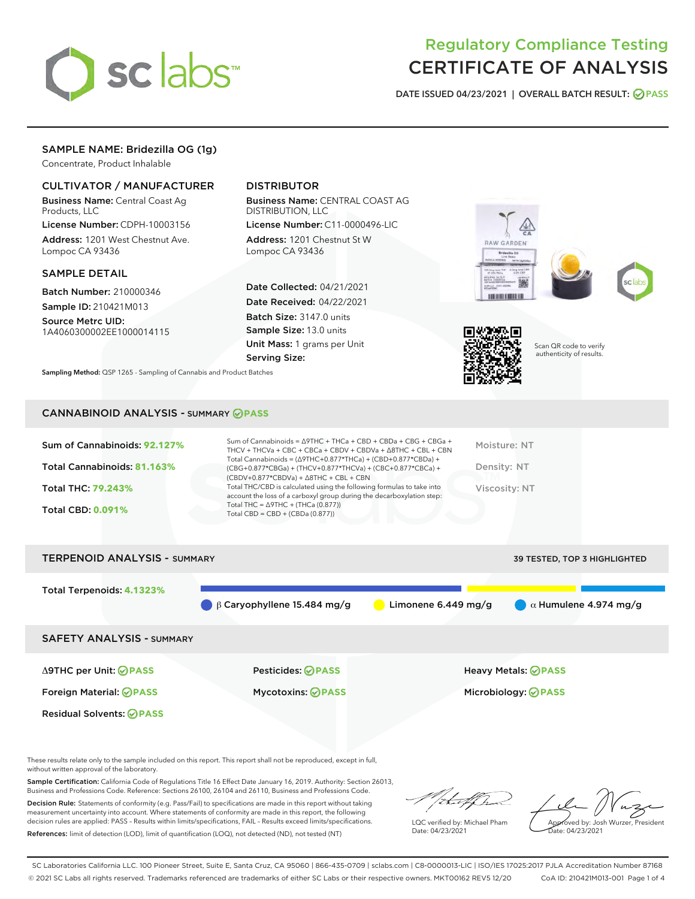# Regulatory Compliance Testing
# CERTIFICATE OF ANALYSIS

DATE ISSUED 04/23/2021 | OVERALL BATCH RESULT: PASS

## SAMPLE NAME: Bridezilla OG (1g)

Concentrate, Product Inhalable

### CULTIVATOR / MANUFACTURER

**Business Name:** Central Coast Ag Products, LLC

**License Number:** CDPH-10003156

**Address:** 1201 West Chestnut Ave. Lompoc CA 93436

### DISTRIBUTOR

**Business Name:** CENTRAL COAST AG DISTRIBUTION, LLC

**License Number:** C11-0000496-LIC

**Address:** 1201 Chestnut St W Lompoc CA 93436

### SAMPLE DETAIL

**Batch Number:** 210000346

**Sample ID:** 210421M013

**Source Metrc UID:** 1A4060300002EE1000014115

**Date Collected:** 04/21/2021

**Date Received:** 04/22/2021

**Batch Size:** 3147.0 units

**Sample Size:** 13.0 units

**Unit Mass:** 1 grams per Unit

**Serving Size:**

Scan QR code to verify authenticity of results.

**Sampling Method:** QSP 1265 - Sampling of Cannabis and Product Batches

## CANNABINOID ANALYSIS - SUMMARY PASS

**Sum of Cannabinoids:** 92.127%

**Total Cannabinoids:** 81.163%

**Total THC:** 79.243%

**Total CBD:** 0.091%

Sum of Cannabinoids = Δ9THC + THCa + CBD + CBDa + CBG + CBGa + THCV + THCVa + CBC + CBCa + CBDV + CBDVa + Δ8THC + CBL + CBN

Total Cannabinoids = (Δ9THC+0.877*THCa) + (CBD+0.877*CBDa) + (CBG+0.877*CBGa) + (THCV+0.877*THCVa) + (CBC+0.877*CBCa) + (CBDV+0.877*CBDVa) + Δ8THC + CBL + CBN

Total THC/CBD is calculated using the following formulas to take into account the loss of a carboxyl group during the decarboxylation step:
Total THC = Δ9THC + (THCa (0.877))
Total CBD = CBD + (CBDa (0.877))

Moisture: NT

Density: NT

Viscosity: NT

## TERPENOID ANALYSIS - SUMMARY

39 TESTED, TOP 3 HIGHLIGHTED

**Total Terpenoids:** 4.1323%

β Caryophyllene 15.484 mg/g | Limonene 6.449 mg/g | α Humulene 4.974 mg/g

## SAFETY ANALYSIS - SUMMARY

| | | |
|---|---|---|
| Δ9THC per Unit: PASS | Pesticides: PASS | Heavy Metals: PASS |
| Foreign Material: PASS | Mycotoxins: PASS | Microbiology: PASS |
| Residual Solvents: PASS | | |

These results relate only to the sample included on this report. This report shall not be reproduced, except in full, without written approval of the laboratory.

**Sample Certification:** California Code of Regulations Title 16 Effect Date January 16, 2019. Authority: Section 26013, Business and Professions Code. Reference: Sections 26100, 26104 and 26110, Business and Professions Code.

**Decision Rule:** Statements of conformity (e.g. Pass/Fail) to specifications are made in this report without taking measurement uncertainty into account. Where statements of conformity are made in this report, the following decision rules are applied: PASS – Results within limits/specifications, FAIL – Results exceed limits/specifications.

**References:** limit of detection (LOD), limit of quantification (LOQ), not detected (ND), not tested (NT)

LQC verified by: Michael Pham
Date: 04/23/2021

Approved by: Josh Wurzer, President
Date: 04/23/2021

SC Laboratories California LLC. 100 Pioneer Street, Suite E, Santa Cruz, CA 95060 | 866-435-0709 | sclabs.com | C8-0000013-LIC | ISO/IES 17025:2017 PJLA Accreditation Number 87168
© 2021 SC Labs all rights reserved. Trademarks referenced are trademarks of either SC Labs or their respective owners. MKT00162 REV5 12/20 CoA ID: 210421M013-001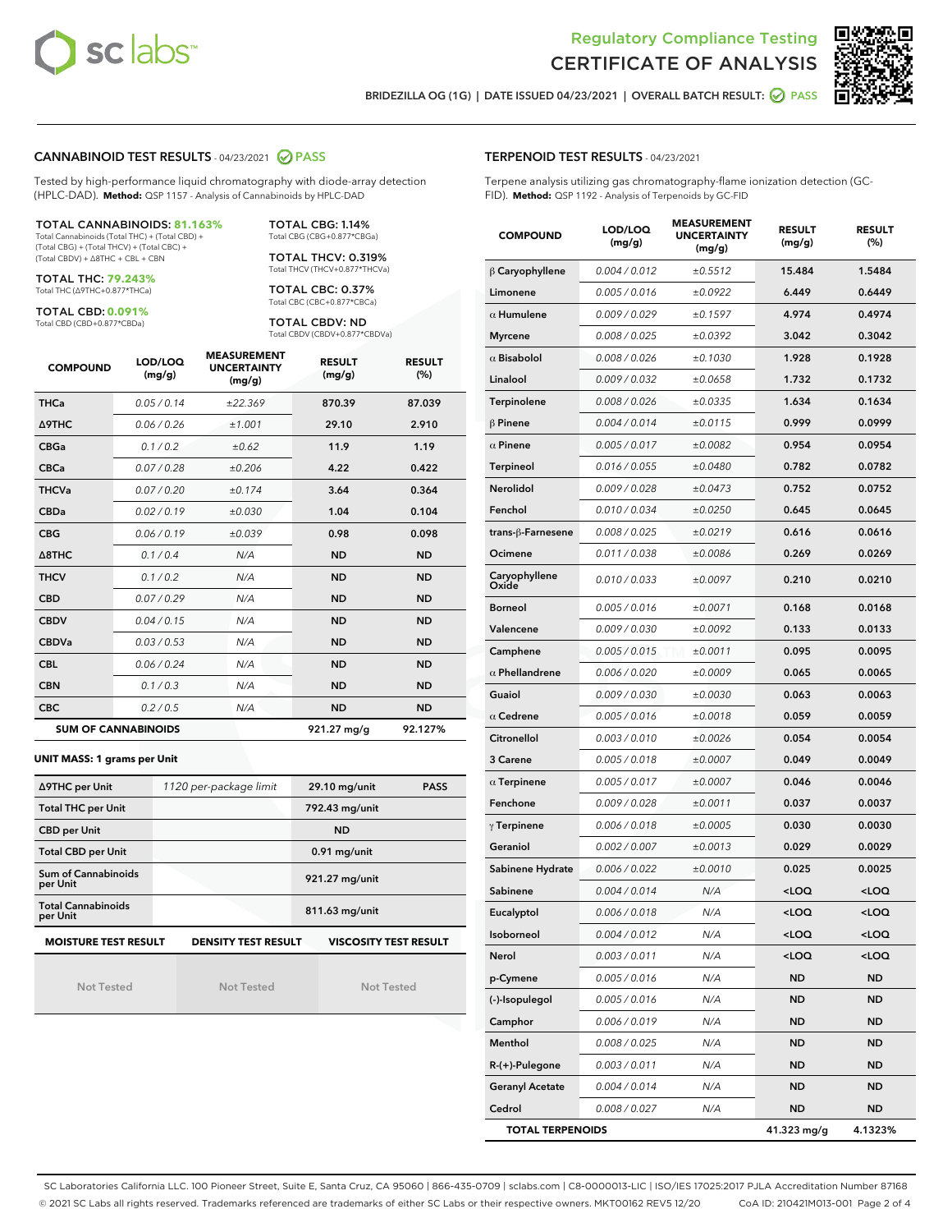# Regulatory Compliance Testing
# CERTIFICATE OF ANALYSIS

BRIDEZILLA OG (1G) | DATE ISSUED 04/23/2021 | OVERALL BATCH RESULT: PASS

## CANNABINOID TEST RESULTS - 04/23/2021 PASS

Tested by high-performance liquid chromatography with diode-array detection (HPLC-DAD). **Method:** QSP 1157 - Analysis of Cannabinoids by HPLC-DAD

**TOTAL CANNABINOIDS: 81.163%**
Total Cannabinoids (Total THC) + (Total CBD) + (Total CBG) + (Total THCV) + (Total CBC) + (Total CBDV) + Δ8THC + CBL + CBN

**TOTAL THC: 79.243%**
Total THC (Δ9THC+0.877*THCa)

**TOTAL CBD: 0.091%**
Total CBD (CBD+0.877*CBDa)

**TOTAL CBG: 1.14%**
Total CBG (CBG+0.877*CBGa)

**TOTAL THCV: 0.319%**
Total THCV (THCV+0.877*THCVa)

**TOTAL CBC: 0.37%**
Total CBC (CBC+0.877*CBCa)

**TOTAL CBDV: ND**
Total CBDV (CBDV+0.877*CBDVa)

| COMPOUND | LOD/LOQ (mg/g) | MEASUREMENT UNCERTAINTY (mg/g) | RESULT (mg/g) | RESULT (%) |
|---|---|---|---|---|
| THCa | 0.05 / 0.14 | ±22.369 | 870.39 | 87.039 |
| Δ9THC | 0.06 / 0.26 | ±1.001 | 29.10 | 2.910 |
| CBGa | 0.1 / 0.2 | ±0.62 | 11.9 | 1.19 |
| CBCa | 0.07 / 0.28 | ±0.206 | 4.22 | 0.422 |
| THCVa | 0.07 / 0.20 | ±0.174 | 3.64 | 0.364 |
| CBDa | 0.02 / 0.19 | ±0.030 | 1.04 | 0.104 |
| CBG | 0.06 / 0.19 | ±0.039 | 0.98 | 0.098 |
| Δ8THC | 0.1 / 0.4 | N/A | ND | ND |
| THCV | 0.1 / 0.2 | N/A | ND | ND |
| CBD | 0.07 / 0.29 | N/A | ND | ND |
| CBDV | 0.04 / 0.15 | N/A | ND | ND |
| CBDVa | 0.03 / 0.53 | N/A | ND | ND |
| CBL | 0.06 / 0.24 | N/A | ND | ND |
| CBN | 0.1 / 0.3 | N/A | ND | ND |
| CBC | 0.2 / 0.5 | N/A | ND | ND |
| **SUM OF CANNABINOIDS** | | | 921.27 mg/g | 92.127% |

**UNIT MASS: 1 grams per Unit**

| | | | |
|---|---|---|---|
| Δ9THC per Unit | 1120 per-package limit | 29.10 mg/unit | PASS |
| Total THC per Unit | | 792.43 mg/unit | |
| CBD per Unit | | ND | |
| Total CBD per Unit | | 0.91 mg/unit | |
| Sum of Cannabinoids per Unit | | 921.27 mg/unit | |
| Total Cannabinoids per Unit | | 811.63 mg/unit | |

| MOISTURE TEST RESULT | DENSITY TEST RESULT | VISCOSITY TEST RESULT |
|---|---|---|
| Not Tested | Not Tested | Not Tested |

## TERPENOID TEST RESULTS - 04/23/2021

Terpene analysis utilizing gas chromatography-flame ionization detection (GC-FID). **Method:** QSP 1192 - Analysis of Terpenoids by GC-FID

| COMPOUND | LOD/LOQ (mg/g) | MEASUREMENT UNCERTAINTY (mg/g) | RESULT (mg/g) | RESULT (%) |
|---|---|---|---|---|
| β Caryophyllene | 0.004 / 0.012 | ±0.5512 | 15.484 | 1.5484 |
| Limonene | 0.005 / 0.016 | ±0.0922 | 6.449 | 0.6449 |
| α Humulene | 0.009 / 0.029 | ±0.1597 | 4.974 | 0.4974 |
| Myrcene | 0.008 / 0.025 | ±0.0392 | 3.042 | 0.3042 |
| α Bisabolol | 0.008 / 0.026 | ±0.1030 | 1.928 | 0.1928 |
| Linalool | 0.009 / 0.032 | ±0.0658 | 1.732 | 0.1732 |
| Terpinolene | 0.008 / 0.026 | ±0.0335 | 1.634 | 0.1634 |
| β Pinene | 0.004 / 0.014 | ±0.0115 | 0.999 | 0.0999 |
| α Pinene | 0.005 / 0.017 | ±0.0082 | 0.954 | 0.0954 |
| Terpineol | 0.016 / 0.055 | ±0.0480 | 0.782 | 0.0782 |
| Nerolidol | 0.009 / 0.028 | ±0.0473 | 0.752 | 0.0752 |
| Fenchol | 0.010 / 0.034 | ±0.0250 | 0.645 | 0.0645 |
| trans-β-Farnesene | 0.008 / 0.025 | ±0.0219 | 0.616 | 0.0616 |
| Ocimene | 0.011 / 0.038 | ±0.0086 | 0.269 | 0.0269 |
| Caryophyllene Oxide | 0.010 / 0.033 | ±0.0097 | 0.210 | 0.0210 |
| Borneol | 0.005 / 0.016 | ±0.0071 | 0.168 | 0.0168 |
| Valencene | 0.009 / 0.030 | ±0.0092 | 0.133 | 0.0133 |
| Camphene | 0.005 / 0.015 | ±0.0011 | 0.095 | 0.0095 |
| α Phellandrene | 0.006 / 0.020 | ±0.0009 | 0.065 | 0.0065 |
| Guaiol | 0.009 / 0.030 | ±0.0030 | 0.063 | 0.0063 |
| α Cedrene | 0.005 / 0.016 | ±0.0018 | 0.059 | 0.0059 |
| Citronellol | 0.003 / 0.010 | ±0.0026 | 0.054 | 0.0054 |
| 3 Carene | 0.005 / 0.018 | ±0.0007 | 0.049 | 0.0049 |
| α Terpinene | 0.005 / 0.017 | ±0.0007 | 0.046 | 0.0046 |
| Fenchone | 0.009 / 0.028 | ±0.0011 | 0.037 | 0.0037 |
| γ Terpinene | 0.006 / 0.018 | ±0.0005 | 0.030 | 0.0030 |
| Geraniol | 0.002 / 0.007 | ±0.0013 | 0.029 | 0.0029 |
| Sabinene Hydrate | 0.006 / 0.022 | ±0.0010 | 0.025 | 0.0025 |
| Sabinene | 0.004 / 0.014 | N/A | <LOQ | <LOQ |
| Eucalyptol | 0.006 / 0.018 | N/A | <LOQ | <LOQ |
| Isoborneol | 0.004 / 0.012 | N/A | <LOQ | <LOQ |
| Nerol | 0.003 / 0.011 | N/A | <LOQ | <LOQ |
| p-Cymene | 0.005 / 0.016 | N/A | ND | ND |
| (-)-Isopulegol | 0.005 / 0.016 | N/A | ND | ND |
| Camphor | 0.006 / 0.019 | N/A | ND | ND |
| Menthol | 0.008 / 0.025 | N/A | ND | ND |
| R-(+)-Pulegone | 0.003 / 0.011 | N/A | ND | ND |
| Geranyl Acetate | 0.004 / 0.014 | N/A | ND | ND |
| Cedrol | 0.008 / 0.027 | N/A | ND | ND |
| **TOTAL TERPENOIDS** | | | 41.323 mg/g | 4.1323% |

SC Laboratories California LLC. 100 Pioneer Street, Suite E, Santa Cruz, CA 95060 | 866-435-0709 | sclabs.com | C8-0000013-LIC | ISO/IES 17025:2017 PJLA Accreditation Number 87168
© 2021 SC Labs all rights reserved. Trademarks referenced are trademarks of either SC Labs or their respective owners. MKT00162 REV5 12/20 CoA ID: 210421M013-001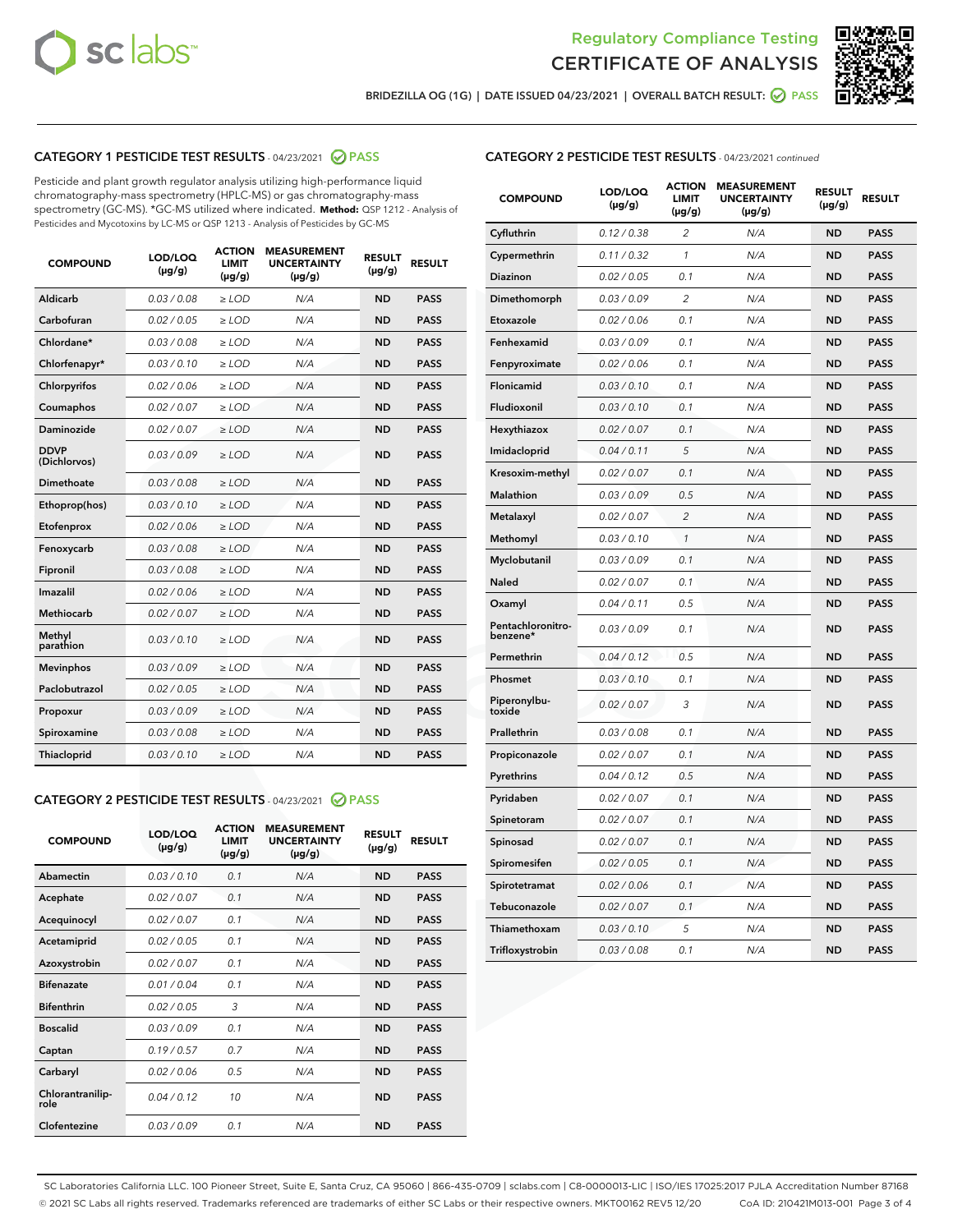Regulatory Compliance Testing
CERTIFICATE OF ANALYSIS

BRIDEZILLA OG (1G) | DATE ISSUED 04/23/2021 | OVERALL BATCH RESULT: PASS

## CATEGORY 1 PESTICIDE TEST RESULTS - 04/23/2021 PASS

Pesticide and plant growth regulator analysis utilizing high-performance liquid chromatography-mass spectrometry (HPLC-MS) or gas chromatography-mass spectrometry (GC-MS). *GC-MS utilized where indicated. **Method:** QSP 1212 - Analysis of Pesticides and Mycotoxins by LC-MS or QSP 1213 - Analysis of Pesticides by GC-MS

| COMPOUND | LOD/LOQ (µg/g) | ACTION LIMIT (µg/g) | MEASUREMENT UNCERTAINTY (µg/g) | RESULT (µg/g) | RESULT |
|---|---|---|---|---|---|
| Aldicarb | 0.03 / 0.08 | ≥ LOD | N/A | ND | PASS |
| Carbofuran | 0.02 / 0.05 | ≥ LOD | N/A | ND | PASS |
| Chlordane* | 0.03 / 0.08 | ≥ LOD | N/A | ND | PASS |
| Chlorfenapyr* | 0.03 / 0.10 | ≥ LOD | N/A | ND | PASS |
| Chlorpyrifos | 0.02 / 0.06 | ≥ LOD | N/A | ND | PASS |
| Coumaphos | 0.02 / 0.07 | ≥ LOD | N/A | ND | PASS |
| Daminozide | 0.02 / 0.07 | ≥ LOD | N/A | ND | PASS |
| DDVP (Dichlorvos) | 0.03 / 0.09 | ≥ LOD | N/A | ND | PASS |
| Dimethoate | 0.03 / 0.08 | ≥ LOD | N/A | ND | PASS |
| Ethoprop(hos) | 0.03 / 0.10 | ≥ LOD | N/A | ND | PASS |
| Etofenprox | 0.02 / 0.06 | ≥ LOD | N/A | ND | PASS |
| Fenoxycarb | 0.03 / 0.08 | ≥ LOD | N/A | ND | PASS |
| Fipronil | 0.03 / 0.08 | ≥ LOD | N/A | ND | PASS |
| Imazalil | 0.02 / 0.06 | ≥ LOD | N/A | ND | PASS |
| Methiocarb | 0.02 / 0.07 | ≥ LOD | N/A | ND | PASS |
| Methyl parathion | 0.03 / 0.10 | ≥ LOD | N/A | ND | PASS |
| Mevinphos | 0.03 / 0.09 | ≥ LOD | N/A | ND | PASS |
| Paclobutrazol | 0.02 / 0.05 | ≥ LOD | N/A | ND | PASS |
| Propoxur | 0.03 / 0.09 | ≥ LOD | N/A | ND | PASS |
| Spiroxamine | 0.03 / 0.08 | ≥ LOD | N/A | ND | PASS |
| Thiacloprid | 0.03 / 0.10 | ≥ LOD | N/A | ND | PASS |

## CATEGORY 2 PESTICIDE TEST RESULTS - 04/23/2021 PASS

| COMPOUND | LOD/LOQ (µg/g) | ACTION LIMIT (µg/g) | MEASUREMENT UNCERTAINTY (µg/g) | RESULT (µg/g) | RESULT |
|---|---|---|---|---|---|
| Abamectin | 0.03 / 0.10 | 0.1 | N/A | ND | PASS |
| Acephate | 0.02 / 0.07 | 0.1 | N/A | ND | PASS |
| Acequinocyl | 0.02 / 0.07 | 0.1 | N/A | ND | PASS |
| Acetamiprid | 0.02 / 0.05 | 0.1 | N/A | ND | PASS |
| Azoxystrobin | 0.02 / 0.07 | 0.1 | N/A | ND | PASS |
| Bifenazate | 0.01 / 0.04 | 0.1 | N/A | ND | PASS |
| Bifenthrin | 0.02 / 0.05 | 3 | N/A | ND | PASS |
| Boscalid | 0.03 / 0.09 | 0.1 | N/A | ND | PASS |
| Captan | 0.19 / 0.57 | 0.7 | N/A | ND | PASS |
| Carbaryl | 0.02 / 0.06 | 0.5 | N/A | ND | PASS |
| Chlorantraniliprole | 0.04 / 0.12 | 10 | N/A | ND | PASS |
| Clofentezine | 0.03 / 0.09 | 0.1 | N/A | ND | PASS |
| Cyfluthrin | 0.12 / 0.38 | 2 | N/A | ND | PASS |
| Cypermethrin | 0.11 / 0.32 | 1 | N/A | ND | PASS |
| Diazinon | 0.02 / 0.05 | 0.1 | N/A | ND | PASS |
| Dimethomorph | 0.03 / 0.09 | 2 | N/A | ND | PASS |
| Etoxazole | 0.02 / 0.06 | 0.1 | N/A | ND | PASS |
| Fenhexamid | 0.03 / 0.09 | 0.1 | N/A | ND | PASS |
| Fenpyroximate | 0.02 / 0.06 | 0.1 | N/A | ND | PASS |
| Flonicamid | 0.03 / 0.10 | 0.1 | N/A | ND | PASS |
| Fludioxonil | 0.03 / 0.10 | 0.1 | N/A | ND | PASS |
| Hexythiazox | 0.02 / 0.07 | 0.1 | N/A | ND | PASS |
| Imidacloprid | 0.04 / 0.11 | 5 | N/A | ND | PASS |
| Kresoxim-methyl | 0.02 / 0.07 | 0.1 | N/A | ND | PASS |
| Malathion | 0.03 / 0.09 | 0.5 | N/A | ND | PASS |
| Metalaxyl | 0.02 / 0.07 | 2 | N/A | ND | PASS |
| Methomyl | 0.03 / 0.10 | 1 | N/A | ND | PASS |
| Myclobutanil | 0.03 / 0.09 | 0.1 | N/A | ND | PASS |
| Naled | 0.02 / 0.07 | 0.1 | N/A | ND | PASS |
| Oxamyl | 0.04 / 0.11 | 0.5 | N/A | ND | PASS |
| Pentachloronitrobenzene* | 0.03 / 0.09 | 0.1 | N/A | ND | PASS |
| Permethrin | 0.04 / 0.12 | 0.5 | N/A | ND | PASS |
| Phosmet | 0.03 / 0.10 | 0.1 | N/A | ND | PASS |
| Piperonylbutoxide | 0.02 / 0.07 | 3 | N/A | ND | PASS |
| Prallethrin | 0.03 / 0.08 | 0.1 | N/A | ND | PASS |
| Propiconazole | 0.02 / 0.07 | 0.1 | N/A | ND | PASS |
| Pyrethrins | 0.04 / 0.12 | 0.5 | N/A | ND | PASS |
| Pyridaben | 0.02 / 0.07 | 0.1 | N/A | ND | PASS |
| Spinetoram | 0.02 / 0.07 | 0.1 | N/A | ND | PASS |
| Spinosad | 0.02 / 0.07 | 0.1 | N/A | ND | PASS |
| Spiromesifen | 0.02 / 0.05 | 0.1 | N/A | ND | PASS |
| Spirotetramat | 0.02 / 0.06 | 0.1 | N/A | ND | PASS |
| Tebuconazole | 0.02 / 0.07 | 0.1 | N/A | ND | PASS |
| Thiamethoxam | 0.03 / 0.10 | 5 | N/A | ND | PASS |
| Trifloxystrobin | 0.03 / 0.08 | 0.1 | N/A | ND | PASS |

SC Laboratories California LLC. 100 Pioneer Street, Suite E, Santa Cruz, CA 95060 | 866-435-0709 | sclabs.com | C8-0000013-LIC | ISO/IES 17025:2017 PJLA Accreditation Number 87168
© 2021 SC Labs all rights reserved. Trademarks referenced are trademarks of either SC Labs or their respective owners. MKT00162 REV5 12/20 CoA ID: 210421M013-001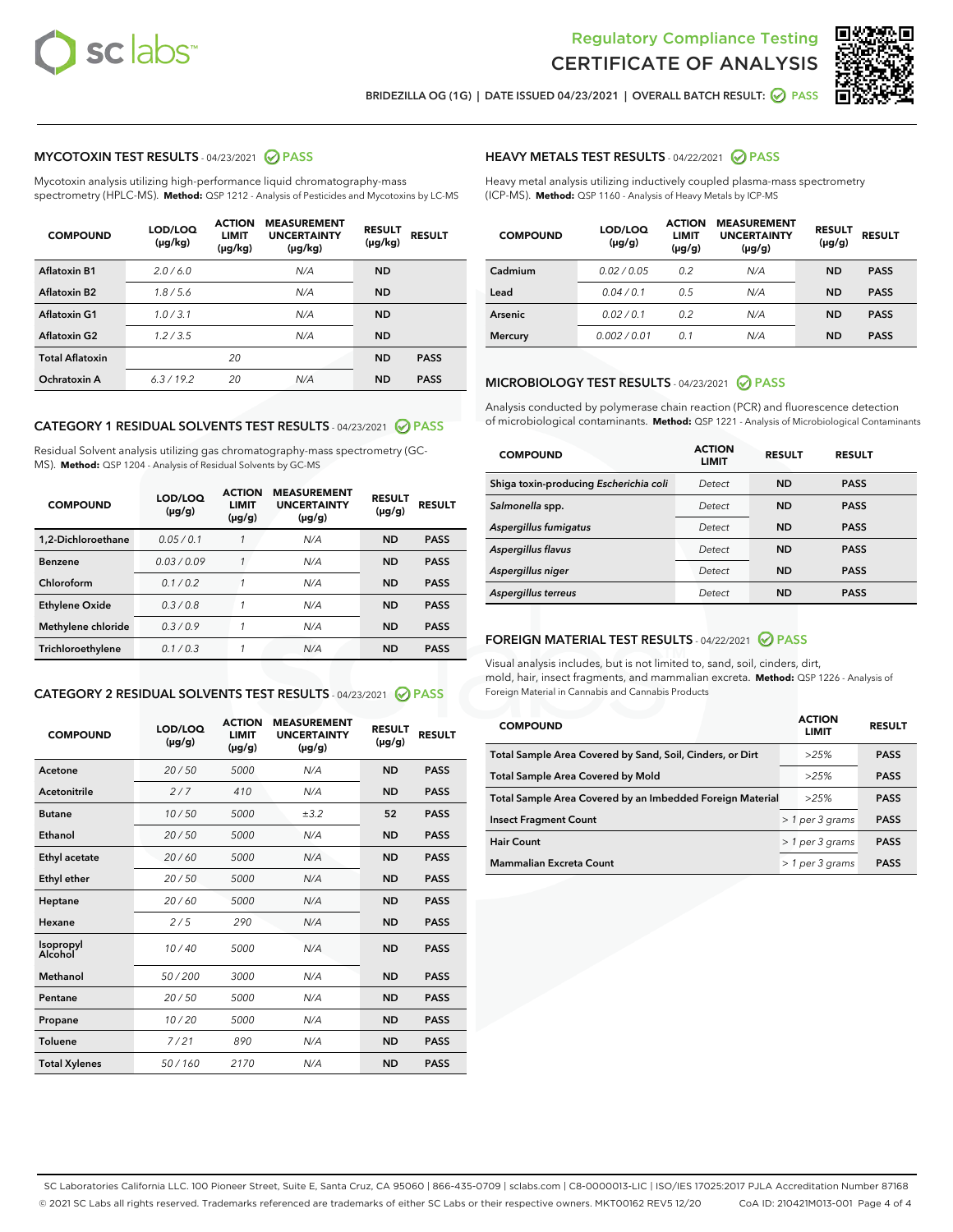Regulatory Compliance Testing

# CERTIFICATE OF ANALYSIS

BRIDEZILLA OG (1G) | DATE ISSUED 04/23/2021 | OVERALL BATCH RESULT: PASS

## MYCOTOXIN TEST RESULTS - 04/23/2021 PASS

Mycotoxin analysis utilizing high-performance liquid chromatography-mass spectrometry (HPLC-MS). **Method:** QSP 1212 - Analysis of Pesticides and Mycotoxins by LC-MS

| COMPOUND | LOD/LOQ (μg/kg) | ACTION LIMIT (μg/kg) | MEASUREMENT UNCERTAINTY (μg/kg) | RESULT (μg/kg) | RESULT |
|---|---|---|---|---|---|
| Aflatoxin B1 | 2.0 / 6.0 | | N/A | ND | |
| Aflatoxin B2 | 1.8 / 5.6 | | N/A | ND | |
| Aflatoxin G1 | 1.0 / 3.1 | | N/A | ND | |
| Aflatoxin G2 | 1.2 / 3.5 | | N/A | ND | |
| Total Aflatoxin | | 20 | | ND | PASS |
| Ochratoxin A | 6.3 / 19.2 | 20 | N/A | ND | PASS |

## CATEGORY 1 RESIDUAL SOLVENTS TEST RESULTS - 04/23/2021 PASS

Residual Solvent analysis utilizing gas chromatography-mass spectrometry (GC-MS). **Method:** QSP 1204 - Analysis of Residual Solvents by GC-MS

| COMPOUND | LOD/LOQ (μg/g) | ACTION LIMIT (μg/g) | MEASUREMENT UNCERTAINTY (μg/g) | RESULT (μg/g) | RESULT |
|---|---|---|---|---|---|
| 1,2-Dichloroethane | 0.05 / 0.1 | 1 | N/A | ND | PASS |
| Benzene | 0.03 / 0.09 | 1 | N/A | ND | PASS |
| Chloroform | 0.1 / 0.2 | 1 | N/A | ND | PASS |
| Ethylene Oxide | 0.3 / 0.8 | 1 | N/A | ND | PASS |
| Methylene chloride | 0.3 / 0.9 | 1 | N/A | ND | PASS |
| Trichloroethylene | 0.1 / 0.3 | 1 | N/A | ND | PASS |

## CATEGORY 2 RESIDUAL SOLVENTS TEST RESULTS - 04/23/2021 PASS

| COMPOUND | LOD/LOQ (μg/g) | ACTION LIMIT (μg/g) | MEASUREMENT UNCERTAINTY (μg/g) | RESULT (μg/g) | RESULT |
|---|---|---|---|---|---|
| Acetone | 20 / 50 | 5000 | N/A | ND | PASS |
| Acetonitrile | 2 / 7 | 410 | N/A | ND | PASS |
| Butane | 10 / 50 | 5000 | ±3.2 | 52 | PASS |
| Ethanol | 20 / 50 | 5000 | N/A | ND | PASS |
| Ethyl acetate | 20 / 60 | 5000 | N/A | ND | PASS |
| Ethyl ether | 20 / 50 | 5000 | N/A | ND | PASS |
| Heptane | 20 / 60 | 5000 | N/A | ND | PASS |
| Hexane | 2 / 5 | 290 | N/A | ND | PASS |
| Isopropyl Alcohol | 10 / 40 | 5000 | N/A | ND | PASS |
| Methanol | 50 / 200 | 3000 | N/A | ND | PASS |
| Pentane | 20 / 50 | 5000 | N/A | ND | PASS |
| Propane | 10 / 20 | 5000 | N/A | ND | PASS |
| Toluene | 7 / 21 | 890 | N/A | ND | PASS |
| Total Xylenes | 50 / 160 | 2170 | N/A | ND | PASS |

## HEAVY METALS TEST RESULTS - 04/22/2021 PASS

Heavy metal analysis utilizing inductively coupled plasma-mass spectrometry (ICP-MS). **Method:** QSP 1160 - Analysis of Heavy Metals by ICP-MS

| COMPOUND | LOD/LOQ (μg/g) | ACTION LIMIT (μg/g) | MEASUREMENT UNCERTAINTY (μg/g) | RESULT (μg/g) | RESULT |
|---|---|---|---|---|---|
| Cadmium | 0.02 / 0.05 | 0.2 | N/A | ND | PASS |
| Lead | 0.04 / 0.1 | 0.5 | N/A | ND | PASS |
| Arsenic | 0.02 / 0.1 | 0.2 | N/A | ND | PASS |
| Mercury | 0.002 / 0.01 | 0.1 | N/A | ND | PASS |

## MICROBIOLOGY TEST RESULTS - 04/23/2021 PASS

Analysis conducted by polymerase chain reaction (PCR) and fluorescence detection of microbiological contaminants. **Method:** QSP 1221 - Analysis of Microbiological Contaminants

| COMPOUND | ACTION LIMIT | RESULT | RESULT |
|---|---|---|---|
| Shiga toxin-producing *Escherichia coli* | Detect | ND | PASS |
| *Salmonella* spp. | Detect | ND | PASS |
| *Aspergillus fumigatus* | Detect | ND | PASS |
| *Aspergillus flavus* | Detect | ND | PASS |
| *Aspergillus niger* | Detect | ND | PASS |
| *Aspergillus terreus* | Detect | ND | PASS |

## FOREIGN MATERIAL TEST RESULTS - 04/22/2021 PASS

Visual analysis includes, but is not limited to, sand, soil, cinders, dirt, mold, hair, insect fragments, and mammalian excreta. **Method:** QSP 1226 - Analysis of Foreign Material in Cannabis and Cannabis Products

| COMPOUND | ACTION LIMIT | RESULT |
|---|---|---|
| Total Sample Area Covered by Sand, Soil, Cinders, or Dirt | >25% | PASS |
| Total Sample Area Covered by Mold | >25% | PASS |
| Total Sample Area Covered by an Imbedded Foreign Material | >25% | PASS |
| Insect Fragment Count | > 1 per 3 grams | PASS |
| Hair Count | > 1 per 3 grams | PASS |
| Mammalian Excreta Count | > 1 per 3 grams | PASS |

SC Laboratories California LLC. 100 Pioneer Street, Suite E, Santa Cruz, CA 95060 | 866-435-0709 | sclabs.com | C8-0000013-LIC | ISO/IES 17025:2017 PJLA Accreditation Number 87168
© 2021 SC Labs all rights reserved. Trademarks referenced are trademarks of either SC Labs or their respective owners. MKT00162 REV5 12/20 CoA ID: 210421M013-001